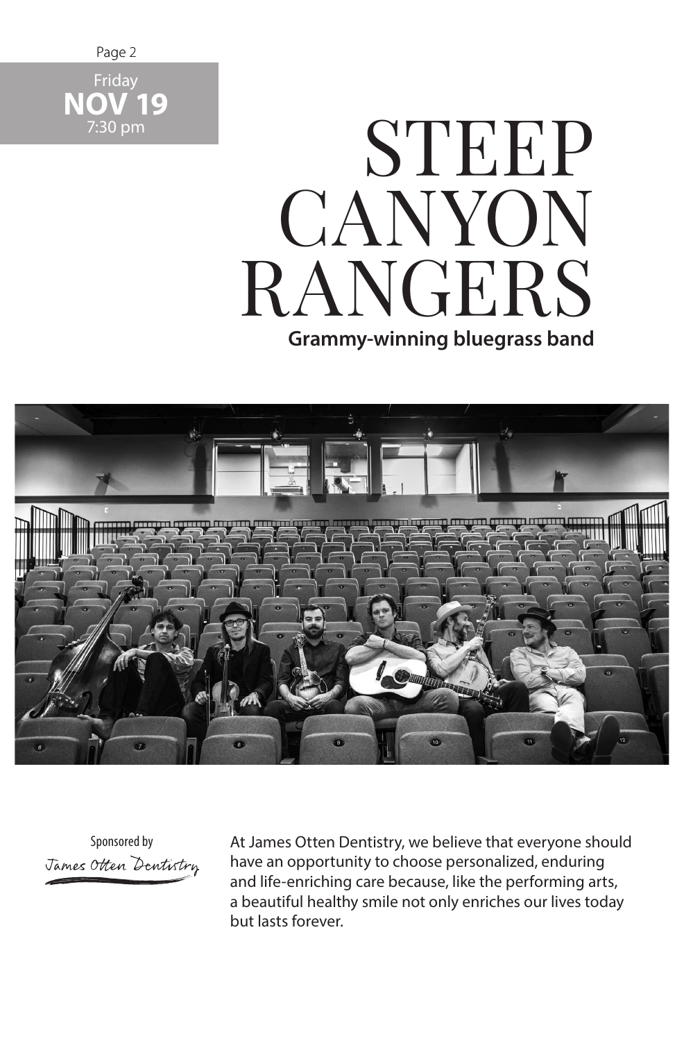Friday
**NOV 19**
7:30 pm

# STEEP CANYON RANGERS

**Grammy-winning bluegrass band**

Sponsored by
James Otten Dentistry

At James Otten Dentistry, we believe that everyone should have an opportunity to choose personalized, enduring and life-enriching care because, like the performing arts, a beautiful healthy smile not only enriches our lives today but lasts forever.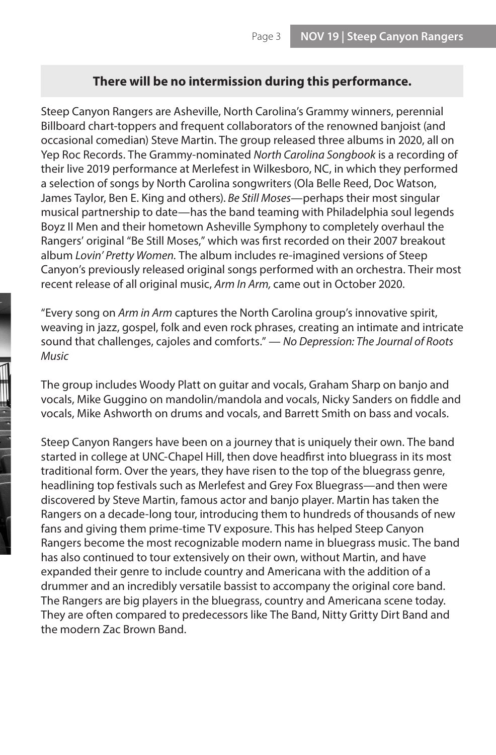**There will be no intermission during this performance.**

Steep Canyon Rangers are Asheville, North Carolina's Grammy winners, perennial Billboard chart-toppers and frequent collaborators of the renowned banjoist (and occasional comedian) Steve Martin. The group released three albums in 2020, all on Yep Roc Records. The Grammy-nominated *North Carolina Songbook* is a recording of their live 2019 performance at Merlefest in Wilkesboro, NC, in which they performed a selection of songs by North Carolina songwriters (Ola Belle Reed, Doc Watson, James Taylor, Ben E. King and others). *Be Still Moses*—perhaps their most singular musical partnership to date—has the band teaming with Philadelphia soul legends Boyz II Men and their hometown Asheville Symphony to completely overhaul the Rangers' original "Be Still Moses," which was first recorded on their 2007 breakout album *Lovin' Pretty Women.* The album includes re-imagined versions of Steep Canyon's previously released original songs performed with an orchestra. Their most recent release of all original music, *Arm In Arm,* came out in October 2020.

"Every song on *Arm in Arm* captures the North Carolina group's innovative spirit, weaving in jazz, gospel, folk and even rock phrases, creating an intimate and intricate sound that challenges, cajoles and comforts." — *No Depression: The Journal of Roots Music*

The group includes Woody Platt on guitar and vocals, Graham Sharp on banjo and vocals, Mike Guggino on mandolin/mandola and vocals, Nicky Sanders on fiddle and vocals, Mike Ashworth on drums and vocals, and Barrett Smith on bass and vocals.

Steep Canyon Rangers have been on a journey that is uniquely their own. The band started in college at UNC-Chapel Hill, then dove headfirst into bluegrass in its most traditional form. Over the years, they have risen to the top of the bluegrass genre, headlining top festivals such as Merlefest and Grey Fox Bluegrass—and then were discovered by Steve Martin, famous actor and banjo player. Martin has taken the Rangers on a decade-long tour, introducing them to hundreds of thousands of new fans and giving them prime-time TV exposure. This has helped Steep Canyon Rangers become the most recognizable modern name in bluegrass music. The band has also continued to tour extensively on their own, without Martin, and have expanded their genre to include country and Americana with the addition of a drummer and an incredibly versatile bassist to accompany the original core band. The Rangers are big players in the bluegrass, country and Americana scene today. They are often compared to predecessors like The Band, Nitty Gritty Dirt Band and the modern Zac Brown Band.